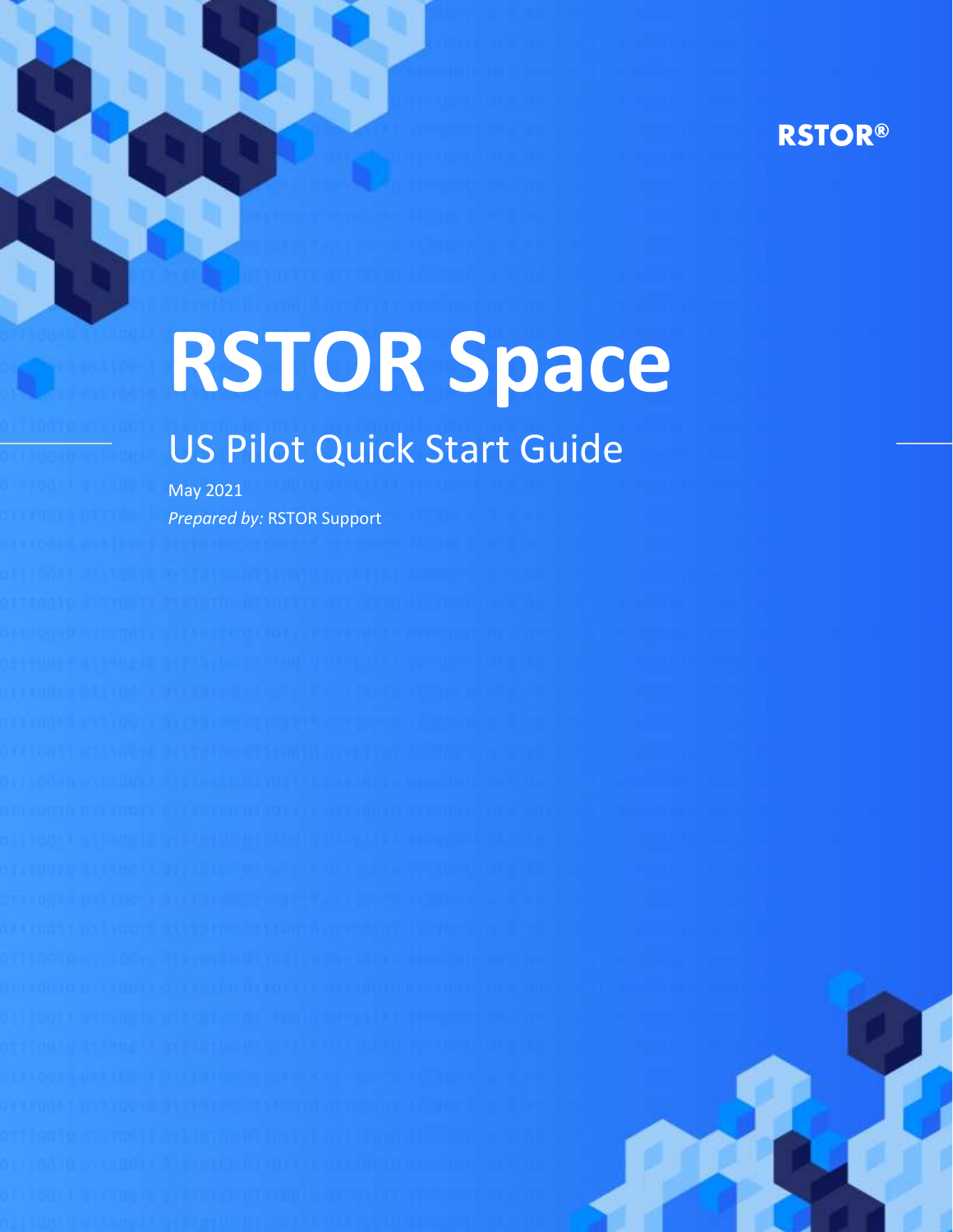RSTOR®

# RSTOR Space

## US Pilot Quick Start Guide

May 2021

*Prepared by:* RSTOR Support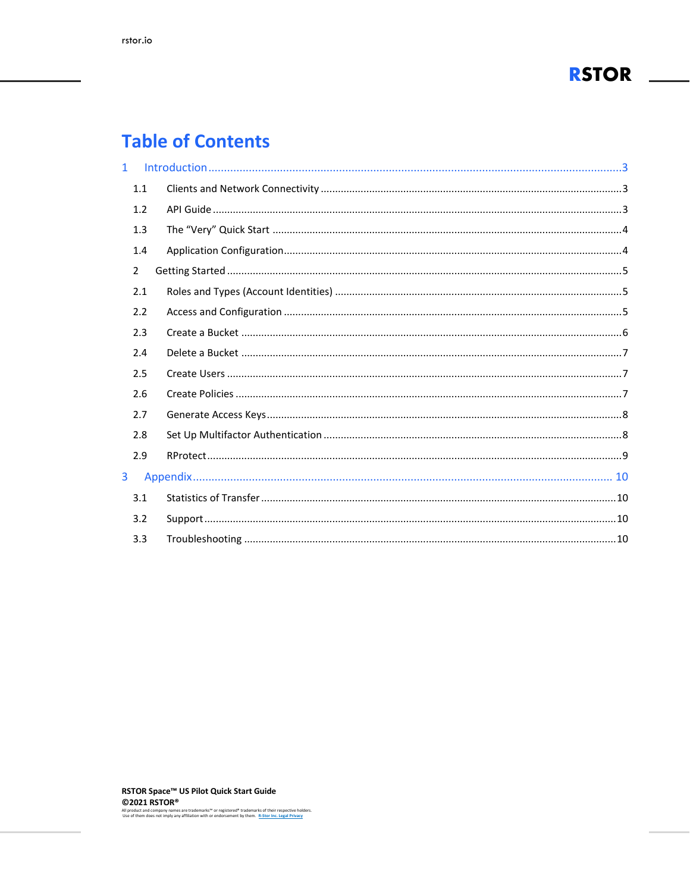# Table of Contents

1 Introduction ...................................................................................................................................... 3

1.1 Clients and Network Connectivity ......................................................................................... 3

1.2 API Guide ............................................................................................................................... 3

1.3 The "Very" Quick Start .......................................................................................................... 4

1.4 Application Configuration ..................................................................................................... 4

2 Getting Started ........................................................................................................................... 5

2.1 Roles and Types (Account Identities) .................................................................................... 5

2.2 Access and Configuration ...................................................................................................... 5

2.3 Create a Bucket ..................................................................................................................... 6

2.4 Delete a Bucket ..................................................................................................................... 7

2.5 Create Users .......................................................................................................................... 7

2.6 Create Policies ....................................................................................................................... 7

2.7 Generate Access Keys ........................................................................................................... 8

2.8 Set Up Multifactor Authentication ........................................................................................ 8

2.9 RProtect ................................................................................................................................. 9

3 Appendix ....................................................................................................................................... 10

3.1 Statistics of Transfer ............................................................................................................ 10

3.2 Support ................................................................................................................................ 10

3.3 Troubleshooting .................................................................................................................. 10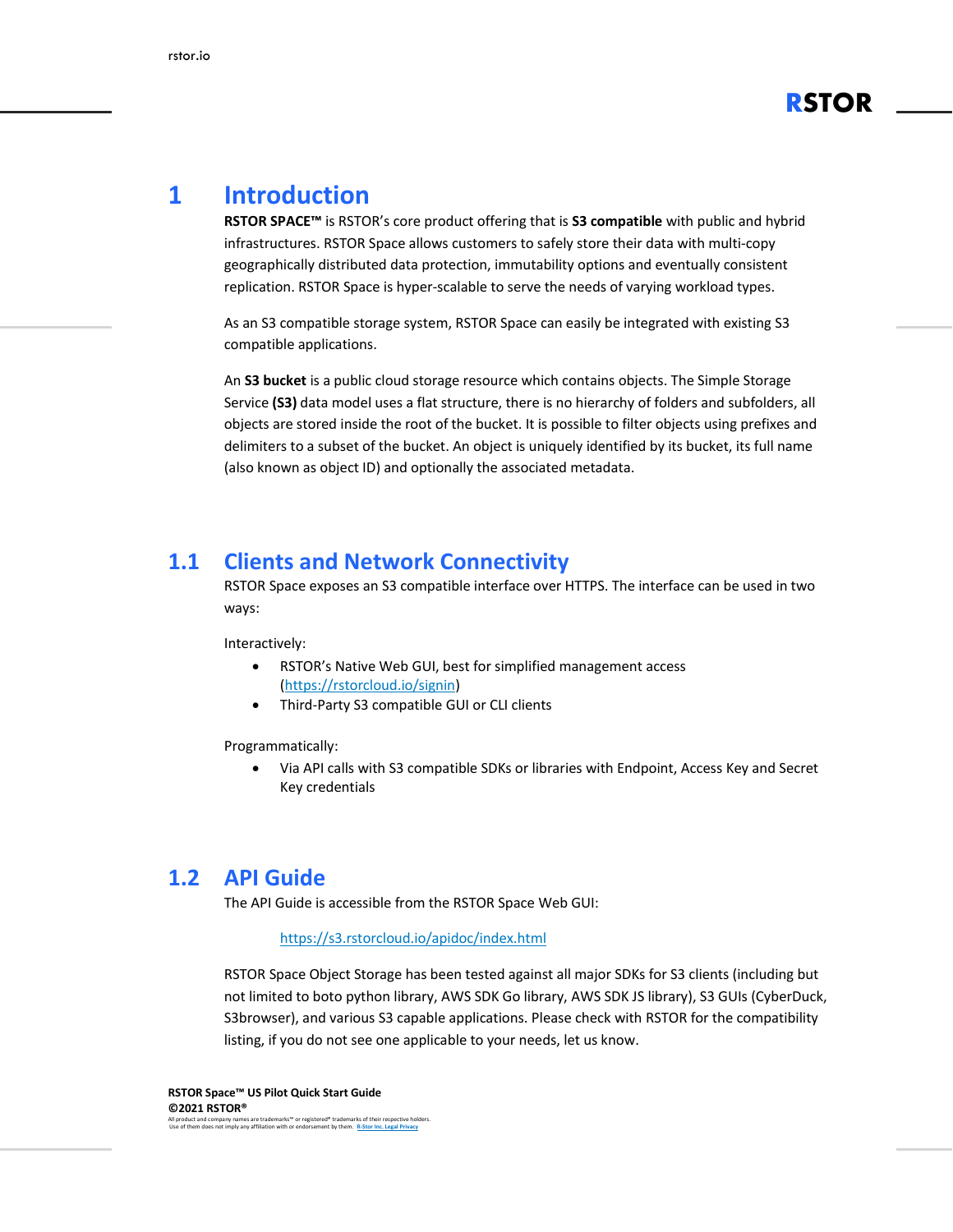# 1 Introduction

**RSTOR SPACE™** is RSTOR's core product offering that is **S3 compatible** with public and hybrid infrastructures. RSTOR Space allows customers to safely store their data with multi-copy geographically distributed data protection, immutability options and eventually consistent replication. RSTOR Space is hyper-scalable to serve the needs of varying workload types.

As an S3 compatible storage system, RSTOR Space can easily be integrated with existing S3 compatible applications.

An **S3 bucket** is a public cloud storage resource which contains objects. The Simple Storage Service **(S3)** data model uses a flat structure, there is no hierarchy of folders and subfolders, all objects are stored inside the root of the bucket. It is possible to filter objects using prefixes and delimiters to a subset of the bucket. An object is uniquely identified by its bucket, its full name (also known as object ID) and optionally the associated metadata.

## 1.1 Clients and Network Connectivity

RSTOR Space exposes an S3 compatible interface over HTTPS. The interface can be used in two ways:

Interactively:

- RSTOR's Native Web GUI, best for simplified management access (https://rstorcloud.io/signin)
- Third-Party S3 compatible GUI or CLI clients

Programmatically:

- Via API calls with S3 compatible SDKs or libraries with Endpoint, Access Key and Secret Key credentials

## 1.2 API Guide

The API Guide is accessible from the RSTOR Space Web GUI:

https://s3.rstorcloud.io/apidoc/index.html

RSTOR Space Object Storage has been tested against all major SDKs for S3 clients (including but not limited to boto python library, AWS SDK Go library, AWS SDK JS library), S3 GUIs (CyberDuck, S3browser), and various S3 capable applications. Please check with RSTOR for the compatibility listing, if you do not see one applicable to your needs, let us know.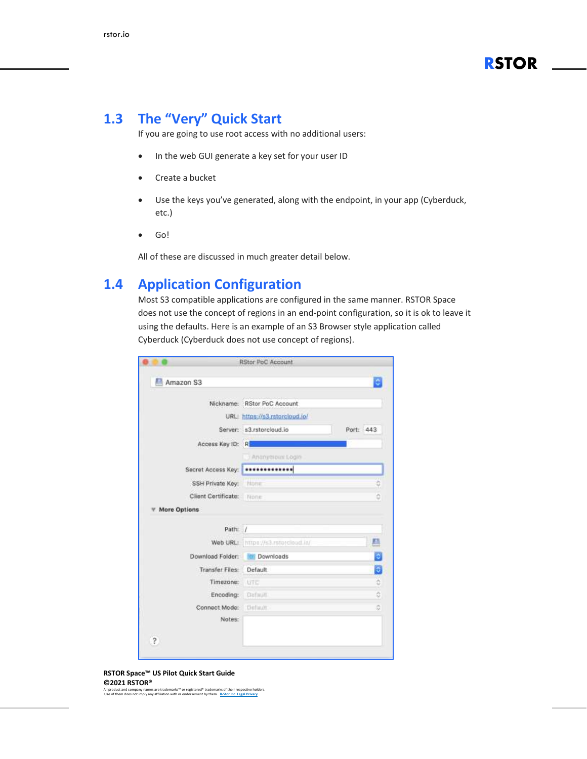## 1.3 The "Very" Quick Start

If you are going to use root access with no additional users:

- In the web GUI generate a key set for your user ID
- Create a bucket
- Use the keys you've generated, along with the endpoint, in your app (Cyberduck, etc.)
- Go!

All of these are discussed in much greater detail below.

## 1.4 Application Configuration

Most S3 compatible applications are configured in the same manner. RSTOR Space does not use the concept of regions in an end-point configuration, so it is ok to leave it using the defaults. Here is an example of an S3 Browser style application called Cyberduck (Cyberduck does not use concept of regions).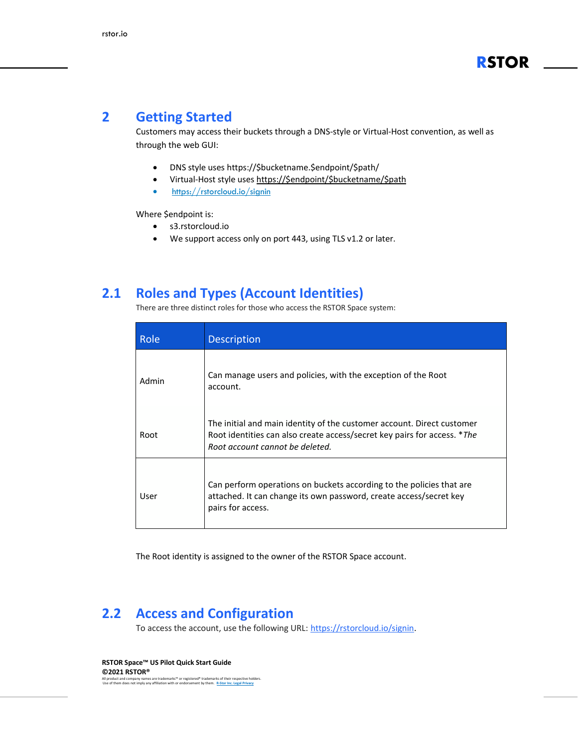# 2 Getting Started

Customers may access their buckets through a DNS-style or Virtual-Host convention, as well as through the web GUI:

- DNS style uses https://$bucketname.$endpoint/$path/
- Virtual-Host style uses https://$endpoint/$bucketname/$path
- https://rstorcloud.io/signin

Where $endpoint is:

- s3.rstorcloud.io
- We support access only on port 443, using TLS v1.2 or later.

## 2.1 Roles and Types (Account Identities)

There are three distinct roles for those who access the RSTOR Space system:

| Role | Description |
|---|---|
| Admin | Can manage users and policies, with the exception of the Root account. |
| Root | The initial and main identity of the customer account. Direct customer Root identities can also create access/secret key pairs for access. **The Root account cannot be deleted.* |
| User | Can perform operations on buckets according to the policies that are attached. It can change its own password, create access/secret key pairs for access. |

The Root identity is assigned to the owner of the RSTOR Space account.

## 2.2 Access and Configuration

To access the account, use the following URL: https://rstorcloud.io/signin.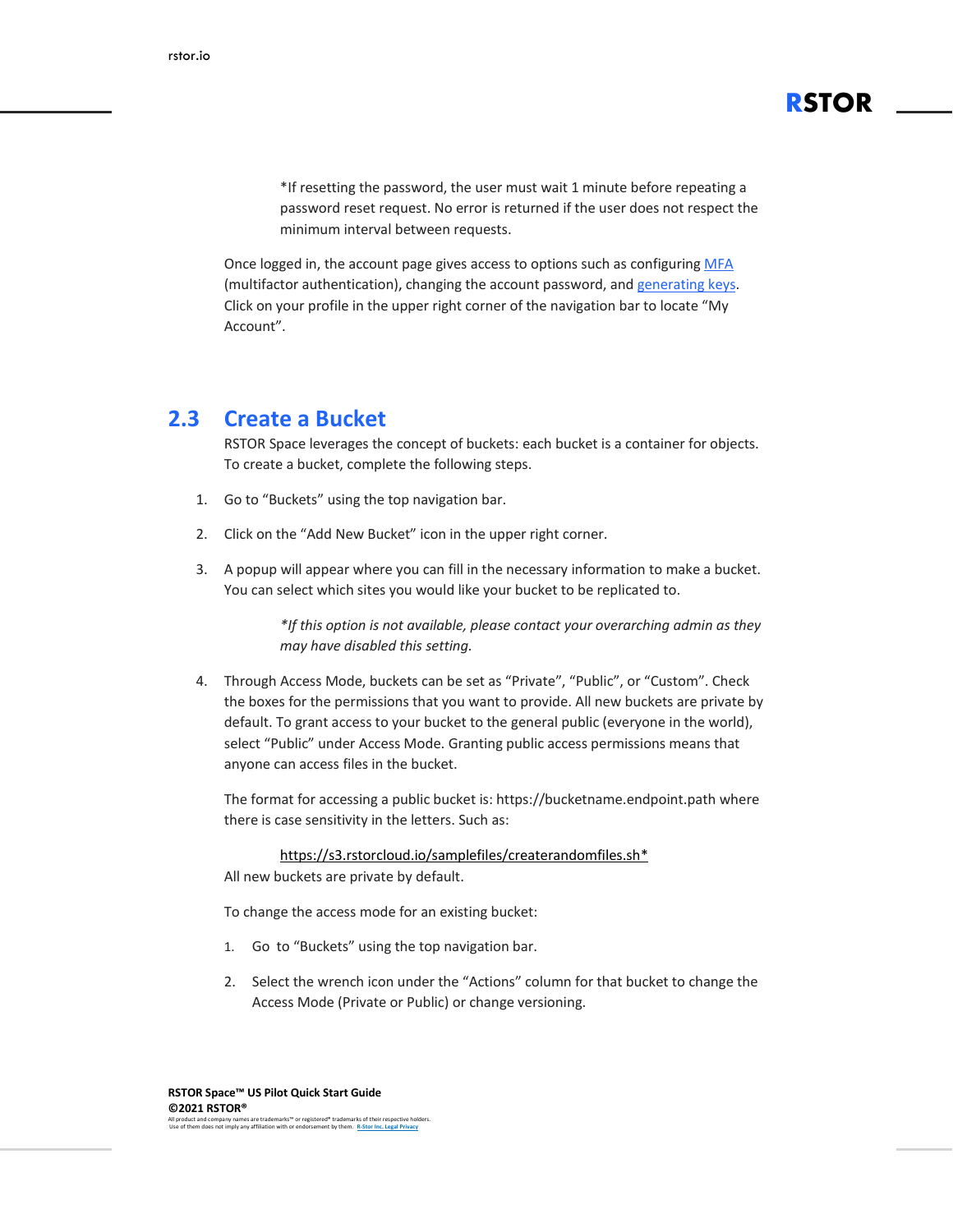*If resetting the password, the user must wait 1 minute before repeating a password reset request. No error is returned if the user does not respect the minimum interval between requests.

Once logged in, the account page gives access to options such as configuring [MFA](#) (multifactor authentication), changing the account password, and [generating keys](#). Click on your profile in the upper right corner of the navigation bar to locate "My Account".

## 2.3 Create a Bucket

RSTOR Space leverages the concept of buckets: each bucket is a container for objects. To create a bucket, complete the following steps.

1. Go to "Buckets" using the top navigation bar.

2. Click on the "Add New Bucket" icon in the upper right corner.

3. A popup will appear where you can fill in the necessary information to make a bucket. You can select which sites you would like your bucket to be replicated to.

   *\*If this option is not available, please contact your overarching admin as they may have disabled this setting.*

4. Through Access Mode, buckets can be set as "Private", "Public", or "Custom". Check the boxes for the permissions that you want to provide. All new buckets are private by default. To grant access to your bucket to the general public (everyone in the world), select "Public" under Access Mode. Granting public access permissions means that anyone can access files in the bucket.

   The format for accessing a public bucket is: https://bucketname.endpoint.path where there is case sensitivity in the letters. Such as:

   https://s3.rstorcloud.io/samplefiles/createrandomfiles.sh*

   All new buckets are private by default.

   To change the access mode for an existing bucket:

   1. Go to "Buckets" using the top navigation bar.

   2. Select the wrench icon under the "Actions" column for that bucket to change the Access Mode (Private or Public) or change versioning.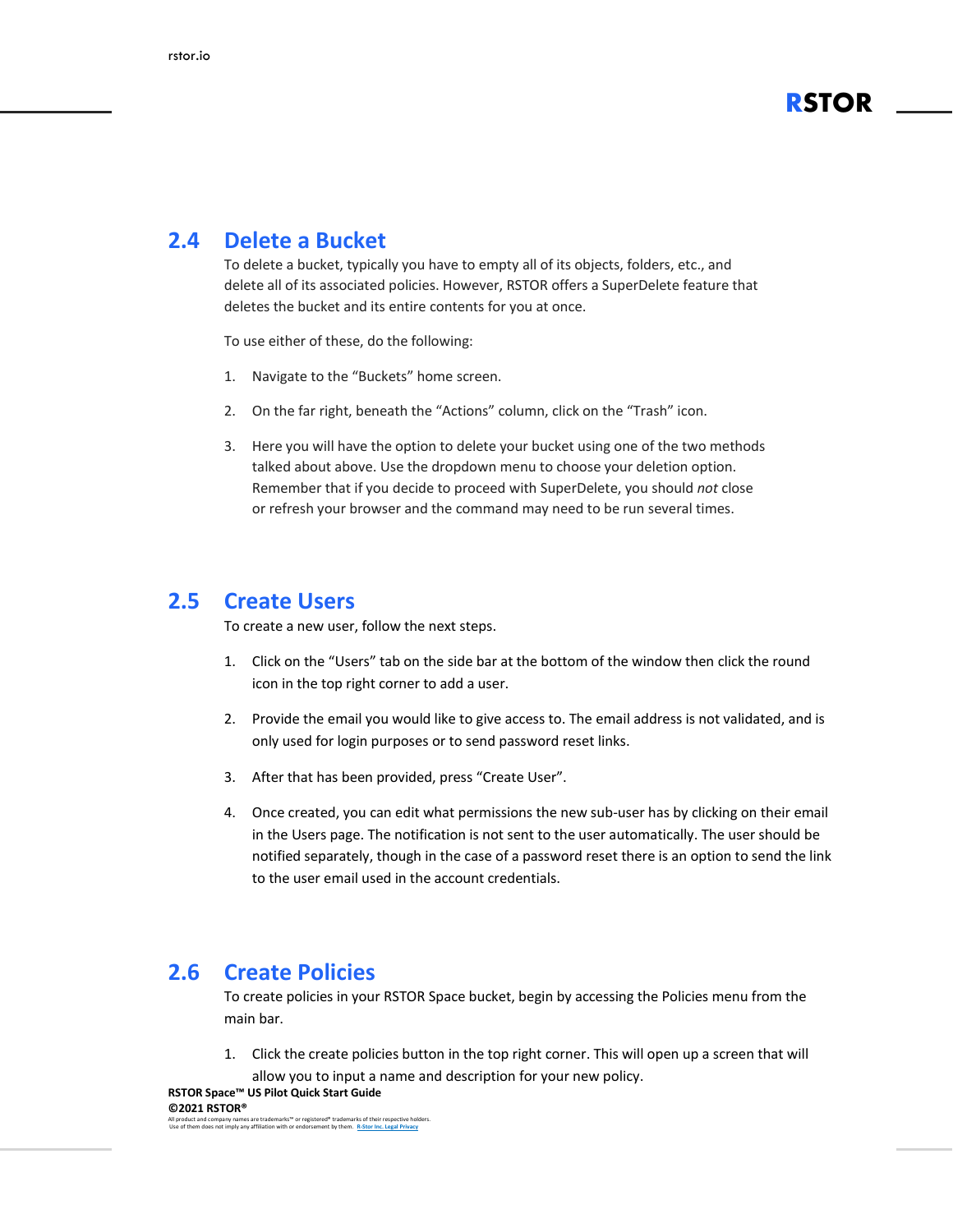## 2.4 Delete a Bucket

To delete a bucket, typically you have to empty all of its objects, folders, etc., and delete all of its associated policies. However, RSTOR offers a SuperDelete feature that deletes the bucket and its entire contents for you at once.

To use either of these, do the following:

1. Navigate to the “Buckets” home screen.
2. On the far right, beneath the “Actions” column, click on the “Trash” icon.
3. Here you will have the option to delete your bucket using one of the two methods talked about above. Use the dropdown menu to choose your deletion option. Remember that if you decide to proceed with SuperDelete, you should *not* close or refresh your browser and the command may need to be run several times.

## 2.5 Create Users

To create a new user, follow the next steps.

1. Click on the “Users” tab on the side bar at the bottom of the window then click the round icon in the top right corner to add a user.
2. Provide the email you would like to give access to. The email address is not validated, and is only used for login purposes or to send password reset links.
3. After that has been provided, press “Create User”.
4. Once created, you can edit what permissions the new sub-user has by clicking on their email in the Users page. The notification is not sent to the user automatically. The user should be notified separately, though in the case of a password reset there is an option to send the link to the user email used in the account credentials.

## 2.6 Create Policies

To create policies in your RSTOR Space bucket, begin by accessing the Policies menu from the main bar.

1. Click the create policies button in the top right corner. This will open up a screen that will allow you to input a name and description for your new policy.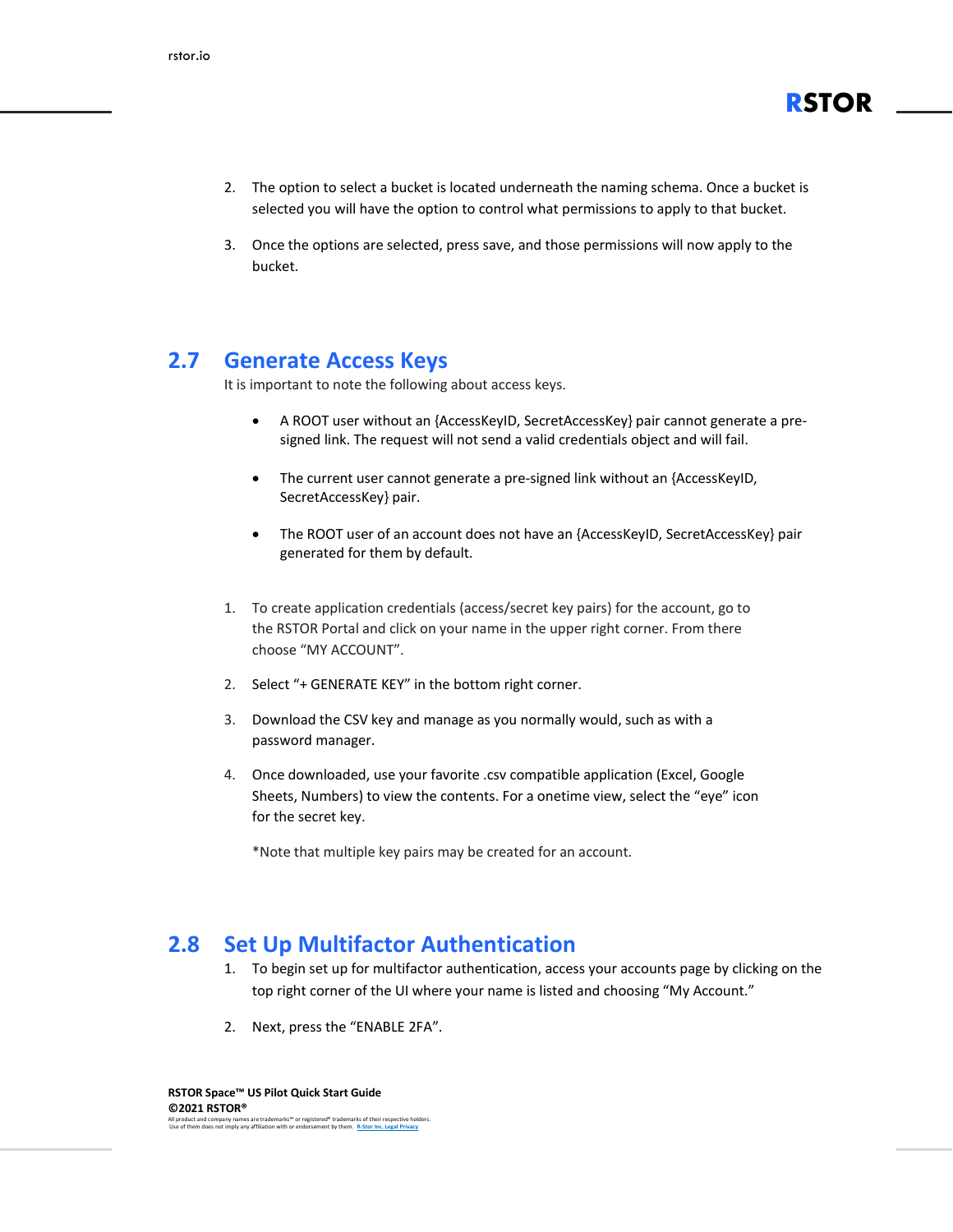2. The option to select a bucket is located underneath the naming schema. Once a bucket is selected you will have the option to control what permissions to apply to that bucket.

3. Once the options are selected, press save, and those permissions will now apply to the bucket.

## 2.7 Generate Access Keys

It is important to note the following about access keys.

- A ROOT user without an {AccessKeyID, SecretAccessKey} pair cannot generate a pre-signed link. The request will not send a valid credentials object and will fail.

- The current user cannot generate a pre-signed link without an {AccessKeyID, SecretAccessKey} pair.

- The ROOT user of an account does not have an {AccessKeyID, SecretAccessKey} pair generated for them by default.

1. To create application credentials (access/secret key pairs) for the account, go to the RSTOR Portal and click on your name in the upper right corner. From there choose "MY ACCOUNT".

2. Select "+ GENERATE KEY" in the bottom right corner.

3. Download the CSV key and manage as you normally would, such as with a password manager.

4. Once downloaded, use your favorite .csv compatible application (Excel, Google Sheets, Numbers) to view the contents. For a onetime view, select the "eye" icon for the secret key.

   *Note that multiple key pairs may be created for an account.

## 2.8 Set Up Multifactor Authentication

1. To begin set up for multifactor authentication, access your accounts page by clicking on the top right corner of the UI where your name is listed and choosing "My Account."

2. Next, press the "ENABLE 2FA".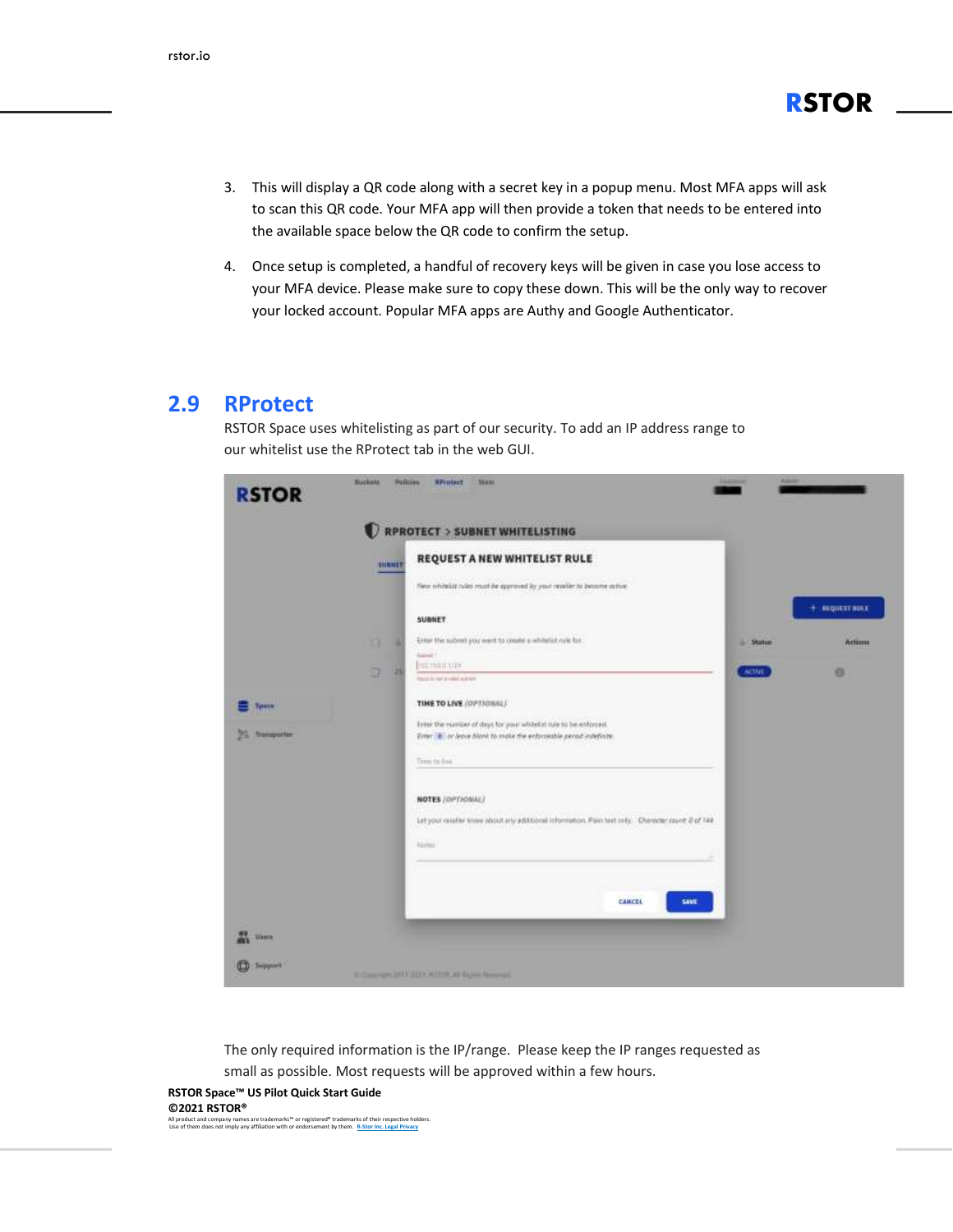3. This will display a QR code along with a secret key in a popup menu. Most MFA apps will ask to scan this QR code. Your MFA app will then provide a token that needs to be entered into the available space below the QR code to confirm the setup.

4. Once setup is completed, a handful of recovery keys will be given in case you lose access to your MFA device. Please make sure to copy these down. This will be the only way to recover your locked account. Popular MFA apps are Authy and Google Authenticator.

## 2.9 RProtect

RSTOR Space uses whitelisting as part of our security. To add an IP address range to our whitelist use the RProtect tab in the web GUI.

The only required information is the IP/range. Please keep the IP ranges requested as small as possible. Most requests will be approved within a few hours.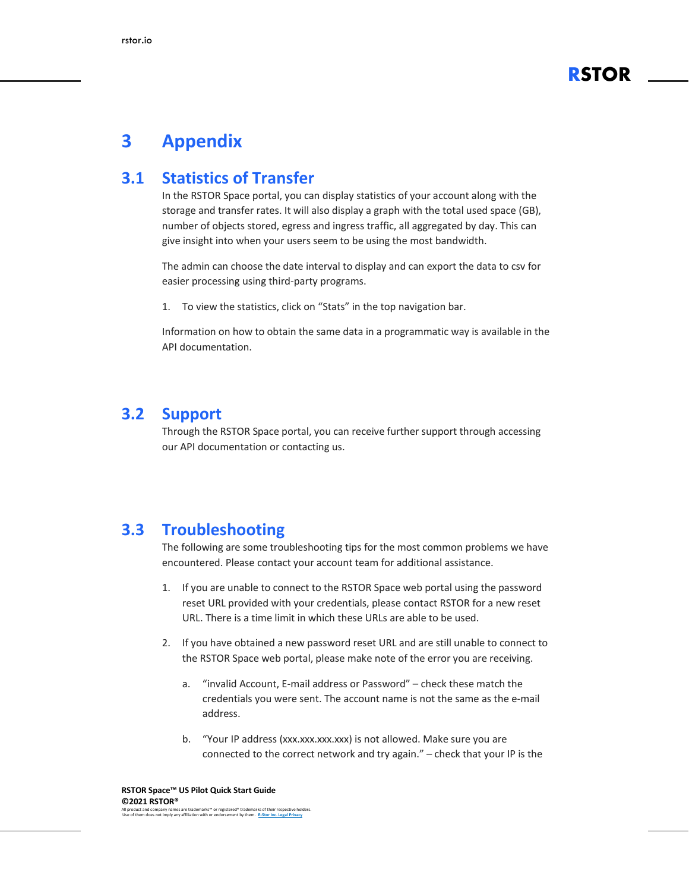# 3 Appendix

## 3.1 Statistics of Transfer

In the RSTOR Space portal, you can display statistics of your account along with the storage and transfer rates. It will also display a graph with the total used space (GB), number of objects stored, egress and ingress traffic, all aggregated by day. This can give insight into when your users seem to be using the most bandwidth.

The admin can choose the date interval to display and can export the data to csv for easier processing using third-party programs.

1. To view the statistics, click on "Stats" in the top navigation bar.

Information on how to obtain the same data in a programmatic way is available in the API documentation.

## 3.2 Support

Through the RSTOR Space portal, you can receive further support through accessing our API documentation or contacting us.

## 3.3 Troubleshooting

The following are some troubleshooting tips for the most common problems we have encountered. Please contact your account team for additional assistance.

1. If you are unable to connect to the RSTOR Space web portal using the password reset URL provided with your credentials, please contact RSTOR for a new reset URL. There is a time limit in which these URLs are able to be used.

2. If you have obtained a new password reset URL and are still unable to connect to the RSTOR Space web portal, please make note of the error you are receiving.

   a. "invalid Account, E-mail address or Password" – check these match the credentials you were sent. The account name is not the same as the e-mail address.

   b. "Your IP address (xxx.xxx.xxx.xxx) is not allowed. Make sure you are connected to the correct network and try again." – check that your IP is the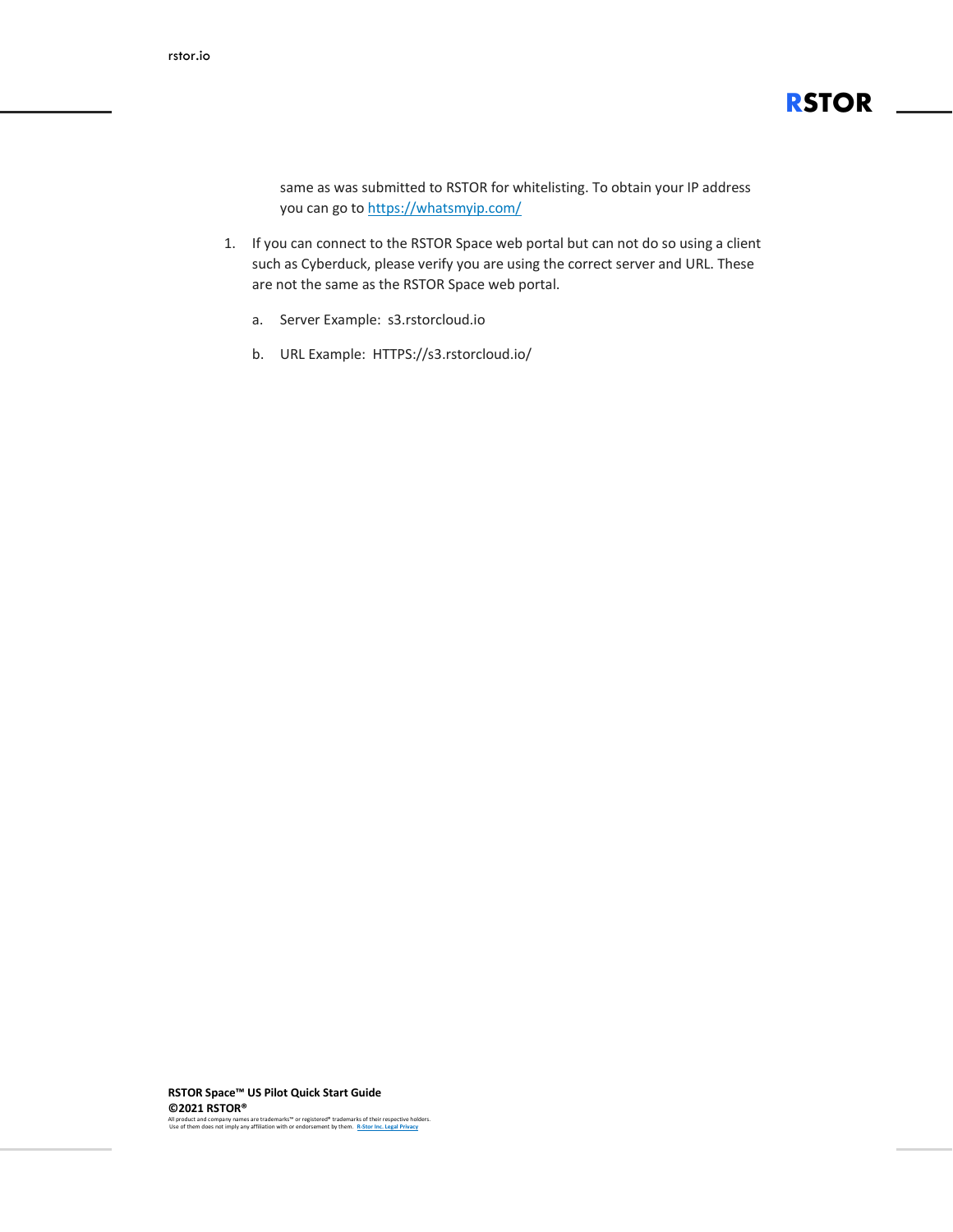same as was submitted to RSTOR for whitelisting. To obtain your IP address you can go to [https://whatsmyip.com/](https://whatsmyip.com/)

1. If you can connect to the RSTOR Space web portal but can not do so using a client such as Cyberduck, please verify you are using the correct server and URL. These are not the same as the RSTOR Space web portal.

    a. Server Example:  s3.rstorcloud.io

    b. URL Example:  HTTPS://s3.rstorcloud.io/